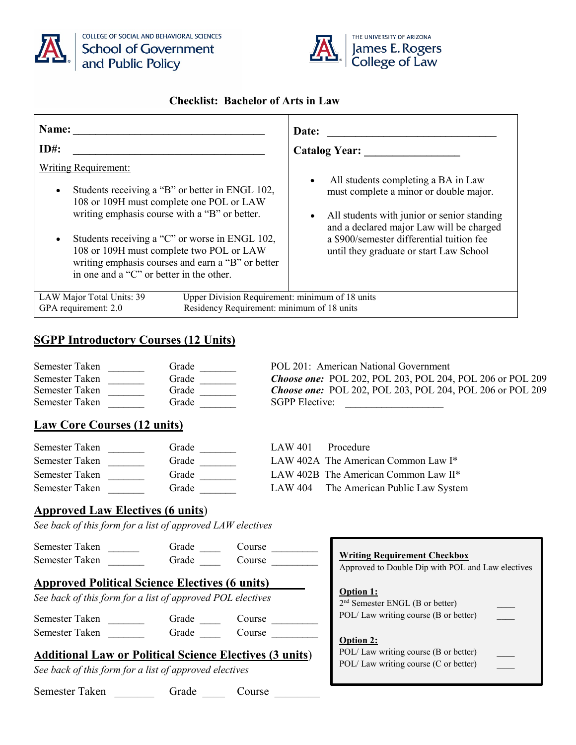COLLEGE OF SOCIAL AND BEHAVIORAL SCIENCES
School of Government and Public Policy

THE UNIVERSITY OF ARIZONA
James E. Rogers College of Law

# Checklist: Bachelor of Arts in Law

| Name: ____________________ | Date: ____________________ |
|---|---|
| ID#: ____________________ | Catalog Year: ____________ |

Writing Requirement:

- Students receiving a "B" or better in ENGL 102, 108 or 109H must complete one POL or LAW writing emphasis course with a "B" or better.
- Students receiving a "C" or worse in ENGL 102, 108 or 109H must complete two POL or LAW writing emphasis courses and earn a "B" or better in one and a "C" or better in the other.

- All students completing a BA in Law must complete a minor or double major.
- All students with junior or senior standing and a declared major Law will be charged a $900/semester differential tuition fee until they graduate or start Law School

| | |
|---|---|
| LAW Major Total Units: 39 | Upper Division Requirement: minimum of 18 units |
| GPA requirement: 2.0 | Residency Requirement: minimum of 18 units |

## SGPP Introductory Courses (12 Units)

| Semester Taken | Grade | Course |
|---|---|---|
| _______ | _______ | POL 201: American National Government |
| _______ | _______ | ***Choose one:*** POL 202, POL 203, POL 204, POL 206 or POL 209 |
| _______ | _______ | ***Choose one:*** POL 202, POL 203, POL 204, POL 206 or POL 209 |
| _______ | _______ | SGPP Elective: ____________ |

## Law Core Courses (12 units)

| Semester Taken | Grade | Course |
|---|---|---|
| _______ | _______ | LAW 401 Procedure |
| _______ | _______ | LAW 402A The American Common Law I* |
| _______ | _______ | LAW 402B The American Common Law II* |
| _______ | _______ | LAW 404 The American Public Law System |

## Approved Law Electives (6 units)

*See back of this form for a list of approved LAW electives*

| Semester Taken | Grade | Course |
|---|---|---|
| ______ | ____ | ________ |
| _______ | ____ | ________ |

## Approved Political Science Electives (6 units)

*See back of this form for a list of approved POL electives*

| Semester Taken | Grade | Course |
|---|---|---|
| _______ | ____ | ________ |
| _______ | ____ | ________ |

## Additional Law or Political Science Electives (3 units)

*See back of this form for a list of approved electives*

| Semester Taken | Grade | Course |
|---|---|---|
| _______ | ____ | ________ |

**Writing Requirement Checkbox**

Approved to Double Dip with POL and Law electives

**Option 1:**

- 2nd Semester ENGL (B or better) ____
- POL/ Law writing course (B or better) ____

**Option 2:**

- POL/ Law writing course (B or better) ____
- POL/ Law writing course (C or better) ____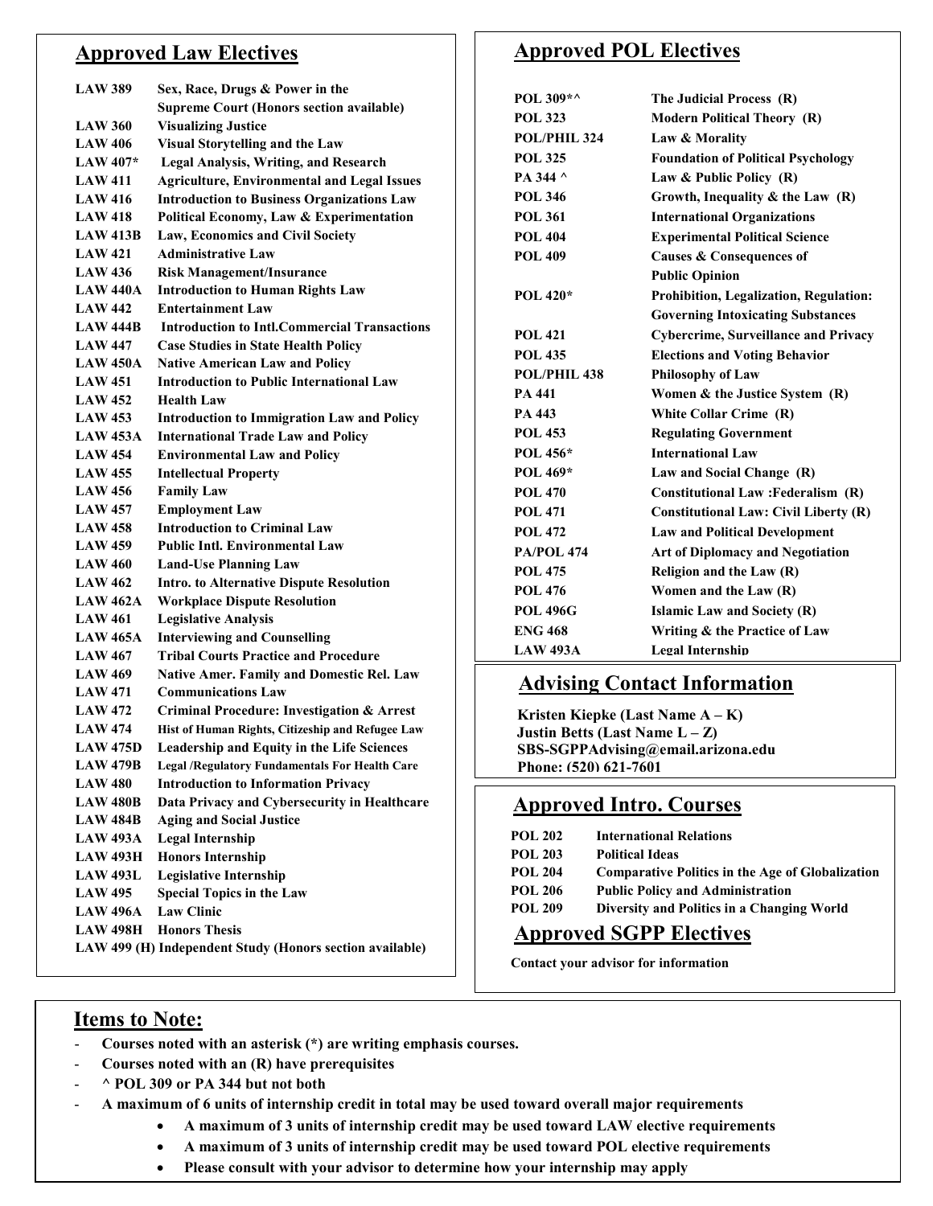## Approved Law Electives

| | |
|---|---|
| LAW 389 | Sex, Race, Drugs & Power in the Supreme Court (Honors section available) |
| LAW 360 | Visualizing Justice |
| LAW 406 | Visual Storytelling and the Law |
| LAW 407* | Legal Analysis, Writing, and Research |
| LAW 411 | Agriculture, Environmental and Legal Issues |
| LAW 416 | Introduction to Business Organizations Law |
| LAW 418 | Political Economy, Law & Experimentation |
| LAW 413B | Law, Economics and Civil Society |
| LAW 421 | Administrative Law |
| LAW 436 | Risk Management/Insurance |
| LAW 440A | Introduction to Human Rights Law |
| LAW 442 | Entertainment Law |
| LAW 444B | Introduction to Intl.Commercial Transactions |
| LAW 447 | Case Studies in State Health Policy |
| LAW 450A | Native American Law and Policy |
| LAW 451 | Introduction to Public International Law |
| LAW 452 | Health Law |
| LAW 453 | Introduction to Immigration Law and Policy |
| LAW 453A | International Trade Law and Policy |
| LAW 454 | Environmental Law and Policy |
| LAW 455 | Intellectual Property |
| LAW 456 | Family Law |
| LAW 457 | Employment Law |
| LAW 458 | Introduction to Criminal Law |
| LAW 459 | Public Intl. Environmental Law |
| LAW 460 | Land-Use Planning Law |
| LAW 462 | Intro. to Alternative Dispute Resolution |
| LAW 462A | Workplace Dispute Resolution |
| LAW 461 | Legislative Analysis |
| LAW 465A | Interviewing and Counselling |
| LAW 467 | Tribal Courts Practice and Procedure |
| LAW 469 | Native Amer. Family and Domestic Rel. Law |
| LAW 471 | Communications Law |
| LAW 472 | Criminal Procedure: Investigation & Arrest |
| LAW 474 | Hist of Human Rights, Citizeship and Refugee Law |
| LAW 475D | Leadership and Equity in the Life Sciences |
| LAW 479B | Legal /Regulatory Fundamentals For Health Care |
| LAW 480 | Introduction to Information Privacy |
| LAW 480B | Data Privacy and Cybersecurity in Healthcare |
| LAW 484B | Aging and Social Justice |
| LAW 493A | Legal Internship |
| LAW 493H | Honors Internship |
| LAW 493L | Legislative Internship |
| LAW 495 | Special Topics in the Law |
| LAW 496A | Law Clinic |
| LAW 498H | Honors Thesis |

LAW 499 (H) Independent Study (Honors section available)

## Approved POL Electives

| | |
|---|---|
| POL 309*^ | The Judicial Process (R) |
| POL 323 | Modern Political Theory (R) |
| POL/PHIL 324 | Law & Morality |
| POL 325 | Foundation of Political Psychology |
| PA 344 ^ | Law & Public Policy (R) |
| POL 346 | Growth, Inequality & the Law (R) |
| POL 361 | International Organizations |
| POL 404 | Experimental Political Science |
| POL 409 | Causes & Consequences of Public Opinion |
| POL 420* | Prohibition, Legalization, Regulation: Governing Intoxicating Substances |
| POL 421 | Cybercrime, Surveillance and Privacy |
| POL 435 | Elections and Voting Behavior |
| POL/PHIL 438 | Philosophy of Law |
| PA 441 | Women & the Justice System (R) |
| PA 443 | White Collar Crime (R) |
| POL 453 | Regulating Government |
| POL 456* | International Law |
| POL 469* | Law and Social Change (R) |
| POL 470 | Constitutional Law :Federalism (R) |
| POL 471 | Constitutional Law: Civil Liberty (R) |
| POL 472 | Law and Political Development |
| PA/POL 474 | Art of Diplomacy and Negotiation |
| POL 475 | Religion and the Law (R) |
| POL 476 | Women and the Law (R) |
| POL 496G | Islamic Law and Society (R) |
| ENG 468 | Writing & the Practice of Law |
| LAW 493A | Legal Internship |

## Advising Contact Information

**Kristen Kiepke (Last Name A – K)**
**Justin Betts (Last Name L – Z)**
**SBS-SGPPAdvising@email.arizona.edu**
**Phone: (520) 621-7601**

## Approved Intro. Courses

| | |
|---|---|
| POL 202 | International Relations |
| POL 203 | Political Ideas |
| POL 204 | Comparative Politics in the Age of Globalization |
| POL 206 | Public Policy and Administration |
| POL 209 | Diversity and Politics in a Changing World |

## Approved SGPP Electives

**Contact your advisor for information**

## Items to Note:

- **Courses noted with an asterisk (*) are writing emphasis courses.**
- **Courses noted with an (R) have prerequisites**
- **^ POL 309 or PA 344 but not both**
- **A maximum of 6 units of internship credit in total may be used toward overall major requirements**
  - **A maximum of 3 units of internship credit may be used toward LAW elective requirements**
  - **A maximum of 3 units of internship credit may be used toward POL elective requirements**
  - **Please consult with your advisor to determine how your internship may apply**